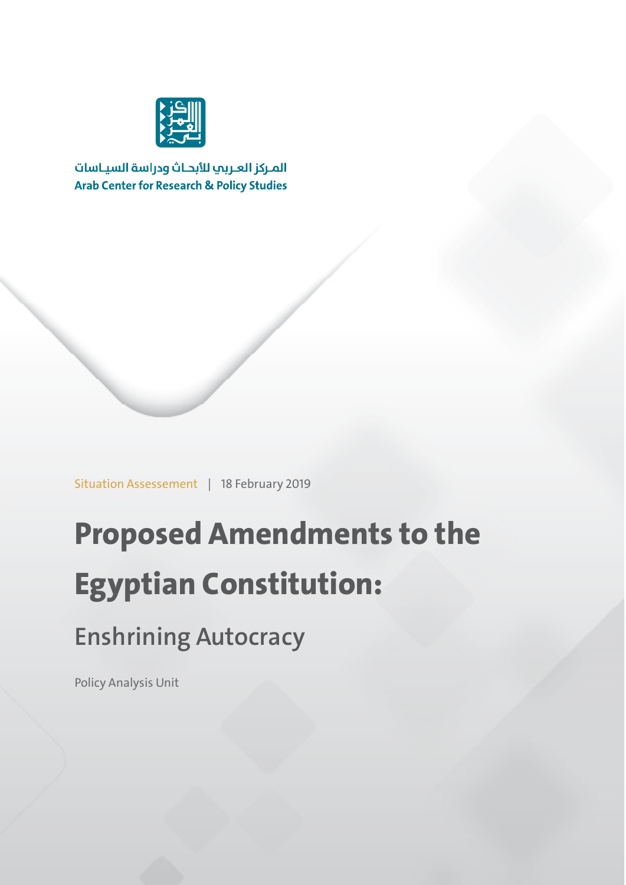المـركز العـربي للأبحـاث ودراسة السيـاسات

Arab Center for Research & Policy Studies

Situation Assessement | 18 February 2019

# Proposed Amendments to the Egyptian Constitution:

## Enshrining Autocracy

Policy Analysis Unit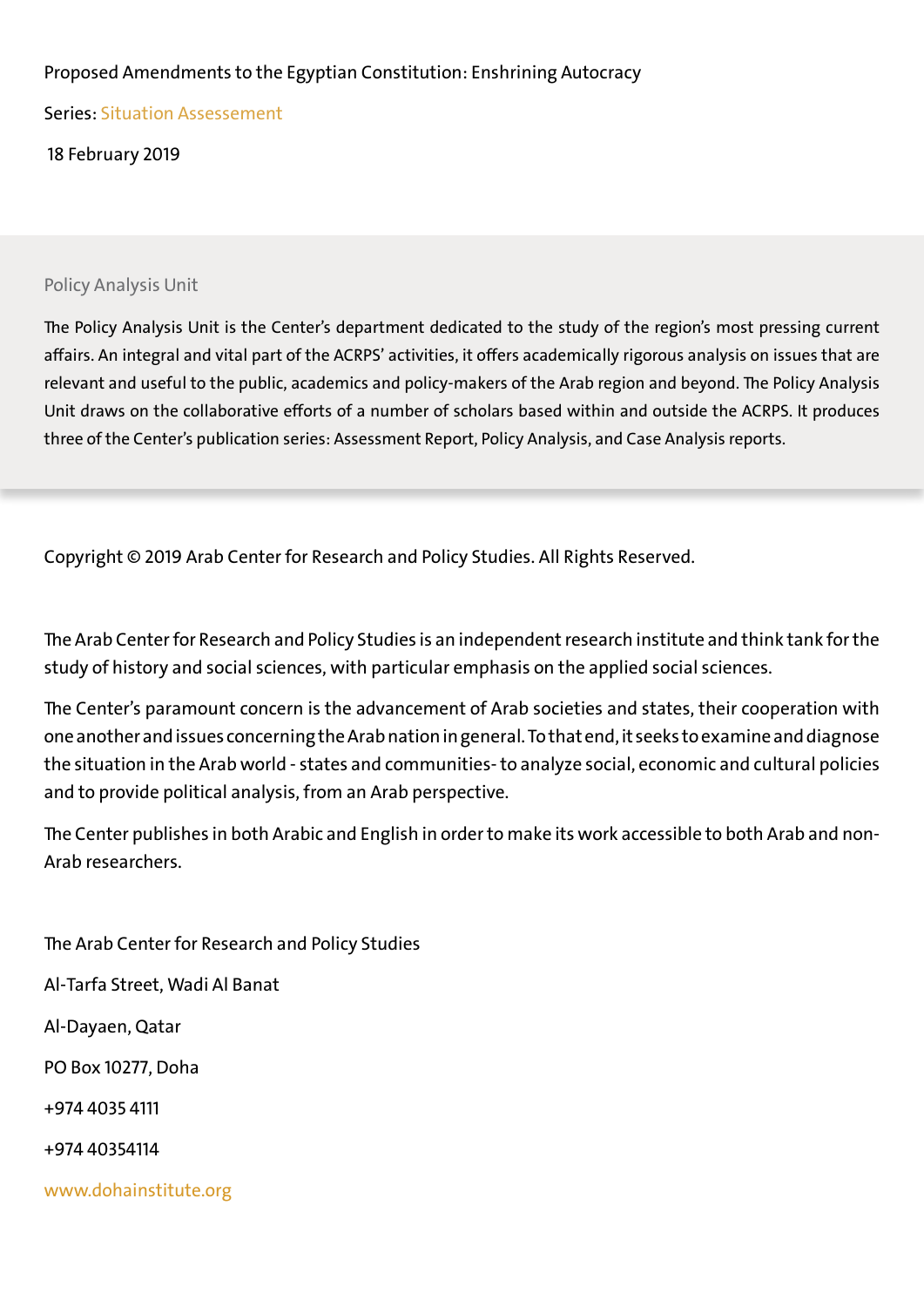Proposed Amendments to the Egyptian Constitution: Enshrining Autocracy

Series: Situation Assessement

18 February 2019

Policy Analysis Unit

The Policy Analysis Unit is the Center's department dedicated to the study of the region's most pressing current affairs. An integral and vital part of the ACRPS' activities, it offers academically rigorous analysis on issues that are relevant and useful to the public, academics and policy-makers of the Arab region and beyond. The Policy Analysis Unit draws on the collaborative efforts of a number of scholars based within and outside the ACRPS. It produces three of the Center's publication series: Assessment Report, Policy Analysis, and Case Analysis reports.

Copyright © 2019 Arab Center for Research and Policy Studies. All Rights Reserved.

The Arab Center for Research and Policy Studies is an independent research institute and think tank for the study of history and social sciences, with particular emphasis on the applied social sciences.

The Center's paramount concern is the advancement of Arab societies and states, their cooperation with one another and issues concerning the Arab nation in general. To that end, it seeks to examine and diagnose the situation in the Arab world - states and communities- to analyze social, economic and cultural policies and to provide political analysis, from an Arab perspective.

The Center publishes in both Arabic and English in order to make its work accessible to both Arab and non-Arab researchers.

The Arab Center for Research and Policy Studies

Al-Tarfa Street, Wadi Al Banat

Al-Dayaen, Qatar

PO Box 10277, Doha

+974 4035 4111

+974 40354114

www.dohainstitute.org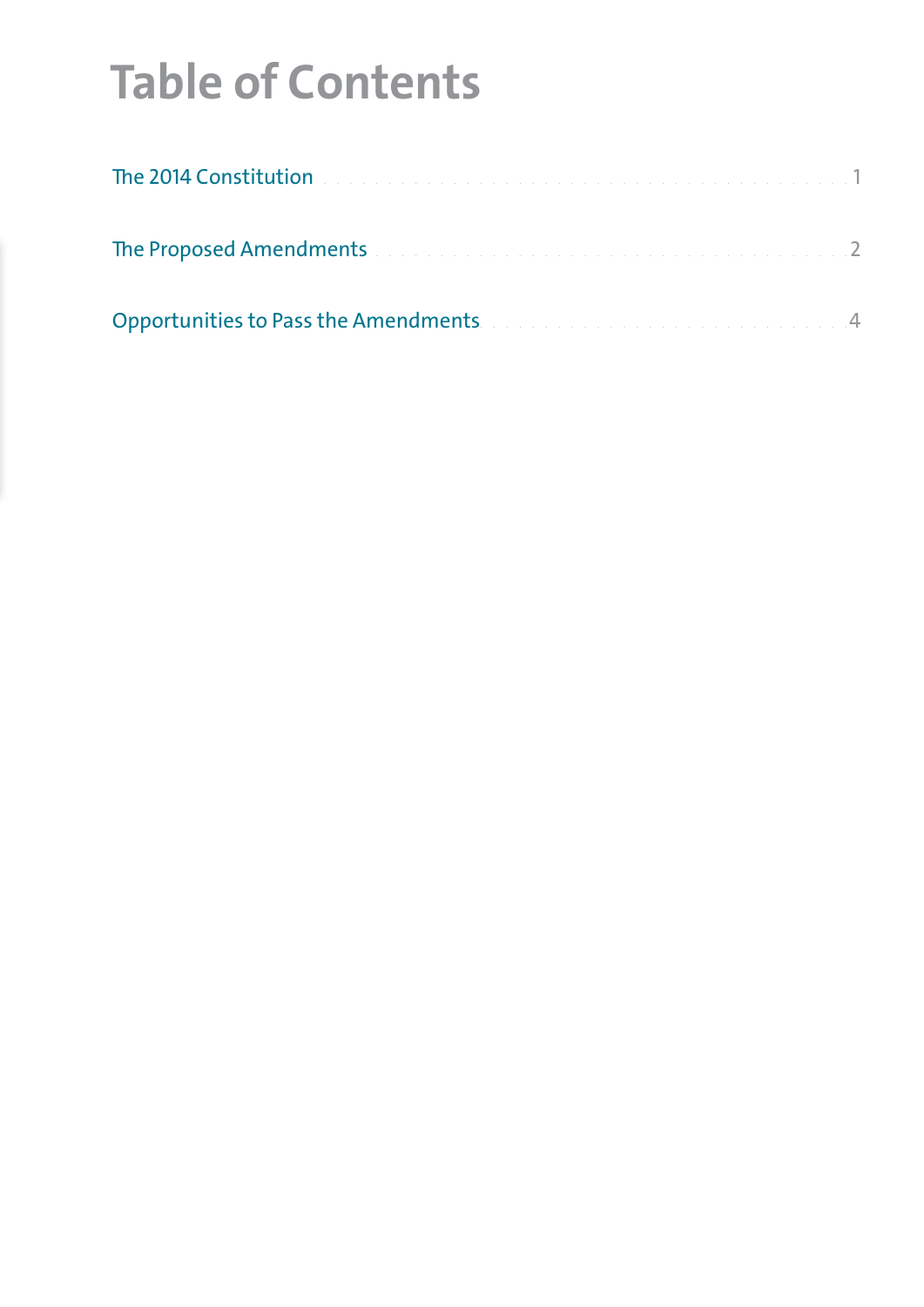# Table of Contents

The 2014 Constitution ........................................ 1

The Proposed Amendments ........................................ 2

Opportunities to Pass the Amendments ........................................ 4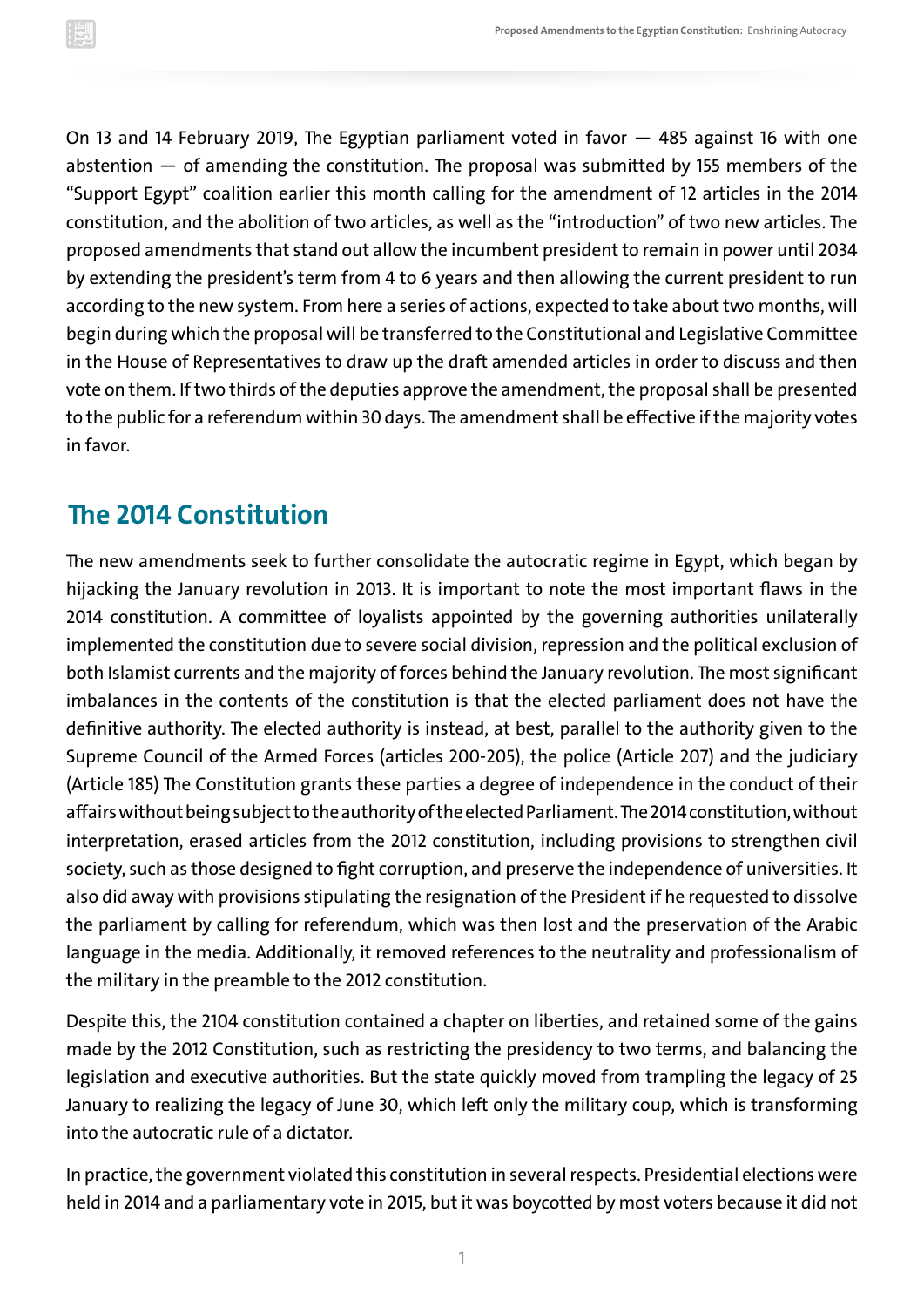On 13 and 14 February 2019, The Egyptian parliament voted in favor — 485 against 16 with one abstention — of amending the constitution. The proposal was submitted by 155 members of the "Support Egypt" coalition earlier this month calling for the amendment of 12 articles in the 2014 constitution, and the abolition of two articles, as well as the "introduction" of two new articles. The proposed amendments that stand out allow the incumbent president to remain in power until 2034 by extending the president's term from 4 to 6 years and then allowing the current president to run according to the new system. From here a series of actions, expected to take about two months, will begin during which the proposal will be transferred to the Constitutional and Legislative Committee in the House of Representatives to draw up the draft amended articles in order to discuss and then vote on them. If two thirds of the deputies approve the amendment, the proposal shall be presented to the public for a referendum within 30 days. The amendment shall be effective if the majority votes in favor.

## The 2014 Constitution

The new amendments seek to further consolidate the autocratic regime in Egypt, which began by hijacking the January revolution in 2013. It is important to note the most important flaws in the 2014 constitution. A committee of loyalists appointed by the governing authorities unilaterally implemented the constitution due to severe social division, repression and the political exclusion of both Islamist currents and the majority of forces behind the January revolution. The most significant imbalances in the contents of the constitution is that the elected parliament does not have the definitive authority. The elected authority is instead, at best, parallel to the authority given to the Supreme Council of the Armed Forces (articles 200-205), the police (Article 207) and the judiciary (Article 185) The Constitution grants these parties a degree of independence in the conduct of their affairs without being subject to the authority of the elected Parliament. The 2014 constitution, without interpretation, erased articles from the 2012 constitution, including provisions to strengthen civil society, such as those designed to fight corruption, and preserve the independence of universities. It also did away with provisions stipulating the resignation of the President if he requested to dissolve the parliament by calling for referendum, which was then lost and the preservation of the Arabic language in the media. Additionally, it removed references to the neutrality and professionalism of the military in the preamble to the 2012 constitution.

Despite this, the 2104 constitution contained a chapter on liberties, and retained some of the gains made by the 2012 Constitution, such as restricting the presidency to two terms, and balancing the legislation and executive authorities. But the state quickly moved from trampling the legacy of 25 January to realizing the legacy of June 30, which left only the military coup, which is transforming into the autocratic rule of a dictator.

In practice, the government violated this constitution in several respects. Presidential elections were held in 2014 and a parliamentary vote in 2015, but it was boycotted by most voters because it did not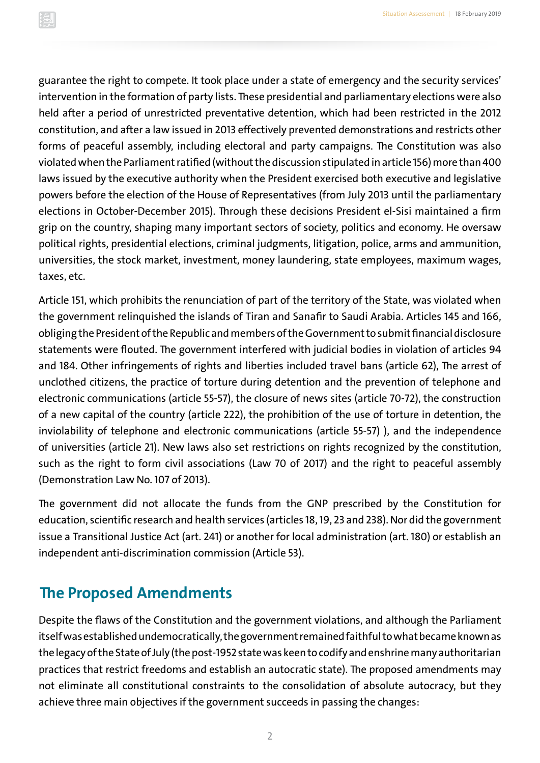guarantee the right to compete. It took place under a state of emergency and the security services' intervention in the formation of party lists. These presidential and parliamentary elections were also held after a period of unrestricted preventative detention, which had been restricted in the 2012 constitution, and after a law issued in 2013 effectively prevented demonstrations and restricts other forms of peaceful assembly, including electoral and party campaigns. The Constitution was also violated when the Parliament ratified (without the discussion stipulated in article 156) more than 400 laws issued by the executive authority when the President exercised both executive and legislative powers before the election of the House of Representatives (from July 2013 until the parliamentary elections in October-December 2015). Through these decisions President el-Sisi maintained a firm grip on the country, shaping many important sectors of society, politics and economy. He oversaw political rights, presidential elections, criminal judgments, litigation, police, arms and ammunition, universities, the stock market, investment, money laundering, state employees, maximum wages, taxes, etc.

Article 151, which prohibits the renunciation of part of the territory of the State, was violated when the government relinquished the islands of Tiran and Sanafir to Saudi Arabia. Articles 145 and 166, obliging the President of the Republic and members of the Government to submit financial disclosure statements were flouted. The government interfered with judicial bodies in violation of articles 94 and 184. Other infringements of rights and liberties included travel bans (article 62), The arrest of unclothed citizens, the practice of torture during detention and the prevention of telephone and electronic communications (article 55-57), the closure of news sites (article 70-72), the construction of a new capital of the country (article 222), the prohibition of the use of torture in detention, the inviolability of telephone and electronic communications (article 55-57) ), and the independence of universities (article 21). New laws also set restrictions on rights recognized by the constitution, such as the right to form civil associations (Law 70 of 2017) and the right to peaceful assembly (Demonstration Law No. 107 of 2013).

The government did not allocate the funds from the GNP prescribed by the Constitution for education, scientific research and health services (articles 18, 19, 23 and 238). Nor did the government issue a Transitional Justice Act (art. 241) or another for local administration (art. 180) or establish an independent anti-discrimination commission (Article 53).

## The Proposed Amendments

Despite the flaws of the Constitution and the government violations, and although the Parliament itself was established undemocratically, the government remained faithful to what became known as the legacy of the State of July (the post-1952 state was keen to codify and enshrine many authoritarian practices that restrict freedoms and establish an autocratic state). The proposed amendments may not eliminate all constitutional constraints to the consolidation of absolute autocracy, but they achieve three main objectives if the government succeeds in passing the changes: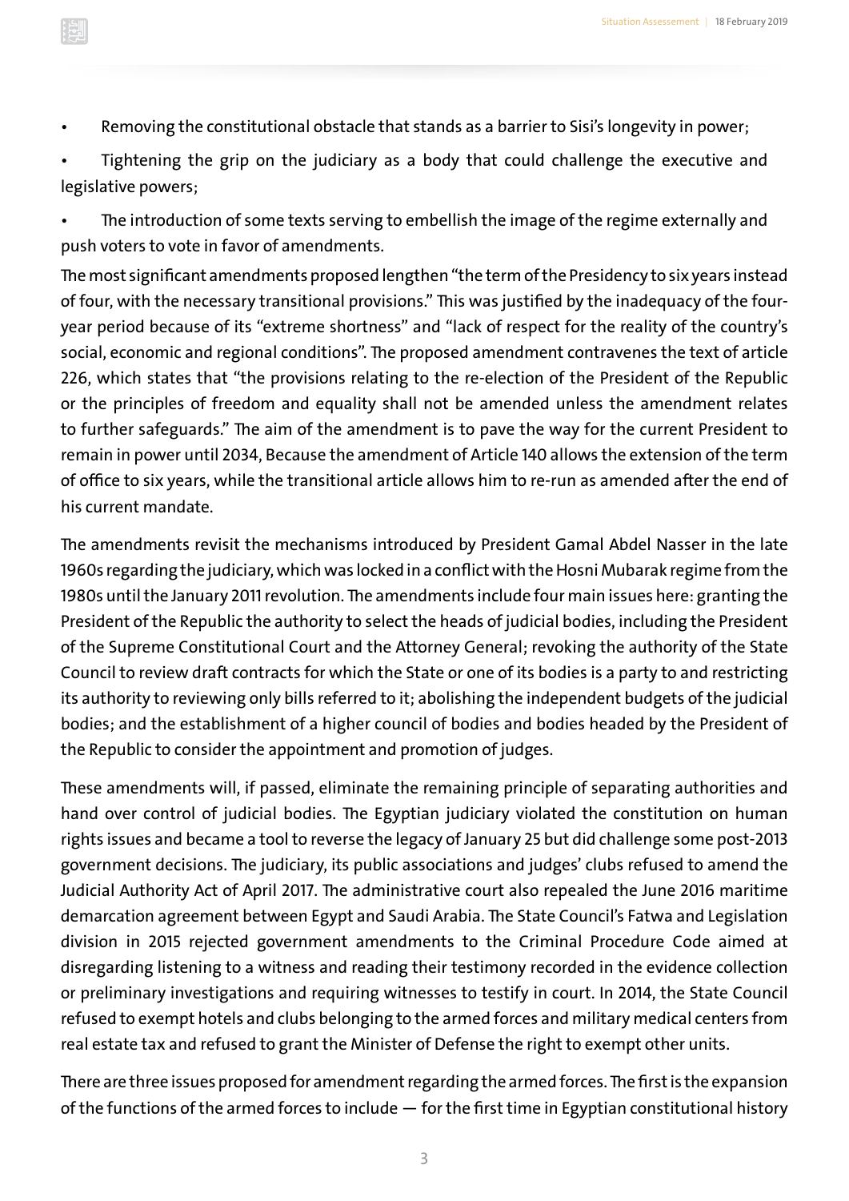- Removing the constitutional obstacle that stands as a barrier to Sisi's longevity in power;
- Tightening the grip on the judiciary as a body that could challenge the executive and legislative powers;
- The introduction of some texts serving to embellish the image of the regime externally and push voters to vote in favor of amendments.

The most significant amendments proposed lengthen "the term of the Presidency to six years instead of four, with the necessary transitional provisions." This was justified by the inadequacy of the four-year period because of its "extreme shortness" and "lack of respect for the reality of the country's social, economic and regional conditions". The proposed amendment contravenes the text of article 226, which states that "the provisions relating to the re-election of the President of the Republic or the principles of freedom and equality shall not be amended unless the amendment relates to further safeguards." The aim of the amendment is to pave the way for the current President to remain in power until 2034, Because the amendment of Article 140 allows the extension of the term of office to six years, while the transitional article allows him to re-run as amended after the end of his current mandate.

The amendments revisit the mechanisms introduced by President Gamal Abdel Nasser in the late 1960s regarding the judiciary, which was locked in a conflict with the Hosni Mubarak regime from the 1980s until the January 2011 revolution. The amendments include four main issues here: granting the President of the Republic the authority to select the heads of judicial bodies, including the President of the Supreme Constitutional Court and the Attorney General; revoking the authority of the State Council to review draft contracts for which the State or one of its bodies is a party to and restricting its authority to reviewing only bills referred to it; abolishing the independent budgets of the judicial bodies; and the establishment of a higher council of bodies and bodies headed by the President of the Republic to consider the appointment and promotion of judges.

These amendments will, if passed, eliminate the remaining principle of separating authorities and hand over control of judicial bodies. The Egyptian judiciary violated the constitution on human rights issues and became a tool to reverse the legacy of January 25 but did challenge some post-2013 government decisions. The judiciary, its public associations and judges' clubs refused to amend the Judicial Authority Act of April 2017. The administrative court also repealed the June 2016 maritime demarcation agreement between Egypt and Saudi Arabia. The State Council's Fatwa and Legislation division in 2015 rejected government amendments to the Criminal Procedure Code aimed at disregarding listening to a witness and reading their testimony recorded in the evidence collection or preliminary investigations and requiring witnesses to testify in court. In 2014, the State Council refused to exempt hotels and clubs belonging to the armed forces and military medical centers from real estate tax and refused to grant the Minister of Defense the right to exempt other units.

There are three issues proposed for amendment regarding the armed forces. The first is the expansion of the functions of the armed forces to include — for the first time in Egyptian constitutional history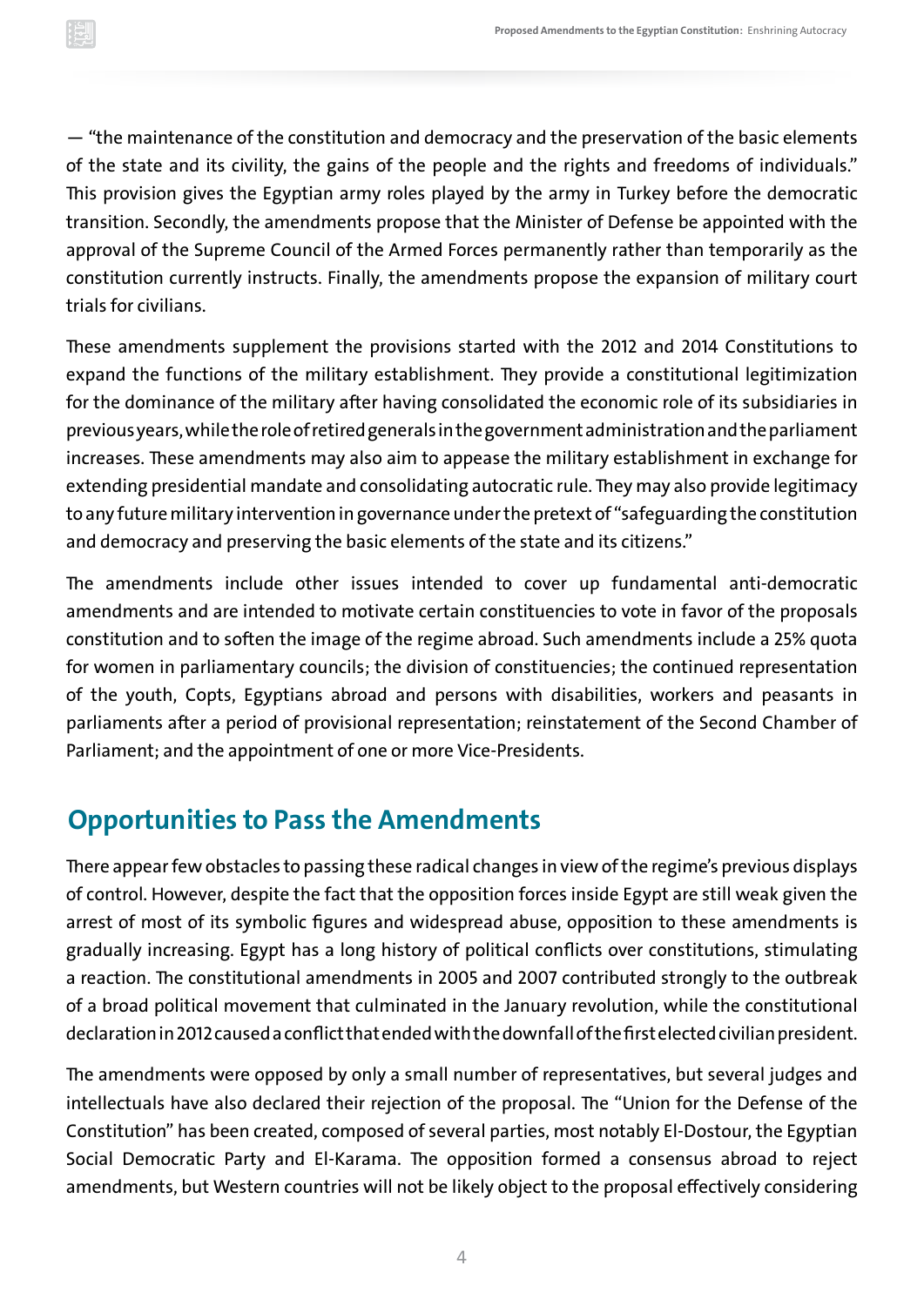— "the maintenance of the constitution and democracy and the preservation of the basic elements of the state and its civility, the gains of the people and the rights and freedoms of individuals." This provision gives the Egyptian army roles played by the army in Turkey before the democratic transition. Secondly, the amendments propose that the Minister of Defense be appointed with the approval of the Supreme Council of the Armed Forces permanently rather than temporarily as the constitution currently instructs. Finally, the amendments propose the expansion of military court trials for civilians.

These amendments supplement the provisions started with the 2012 and 2014 Constitutions to expand the functions of the military establishment. They provide a constitutional legitimization for the dominance of the military after having consolidated the economic role of its subsidiaries in previous years, while the role of retired generals in the government administration and the parliament increases. These amendments may also aim to appease the military establishment in exchange for extending presidential mandate and consolidating autocratic rule. They may also provide legitimacy to any future military intervention in governance under the pretext of "safeguarding the constitution and democracy and preserving the basic elements of the state and its citizens."

The amendments include other issues intended to cover up fundamental anti-democratic amendments and are intended to motivate certain constituencies to vote in favor of the proposals constitution and to soften the image of the regime abroad. Such amendments include a 25% quota for women in parliamentary councils; the division of constituencies; the continued representation of the youth, Copts, Egyptians abroad and persons with disabilities, workers and peasants in parliaments after a period of provisional representation; reinstatement of the Second Chamber of Parliament; and the appointment of one or more Vice-Presidents.

## Opportunities to Pass the Amendments

There appear few obstacles to passing these radical changes in view of the regime's previous displays of control. However, despite the fact that the opposition forces inside Egypt are still weak given the arrest of most of its symbolic figures and widespread abuse, opposition to these amendments is gradually increasing. Egypt has a long history of political conflicts over constitutions, stimulating a reaction. The constitutional amendments in 2005 and 2007 contributed strongly to the outbreak of a broad political movement that culminated in the January revolution, while the constitutional declaration in 2012 caused a conflict that ended with the downfall of the first elected civilian president.

The amendments were opposed by only a small number of representatives, but several judges and intellectuals have also declared their rejection of the proposal. The "Union for the Defense of the Constitution" has been created, composed of several parties, most notably El-Dostour, the Egyptian Social Democratic Party and El-Karama. The opposition formed a consensus abroad to reject amendments, but Western countries will not be likely object to the proposal effectively considering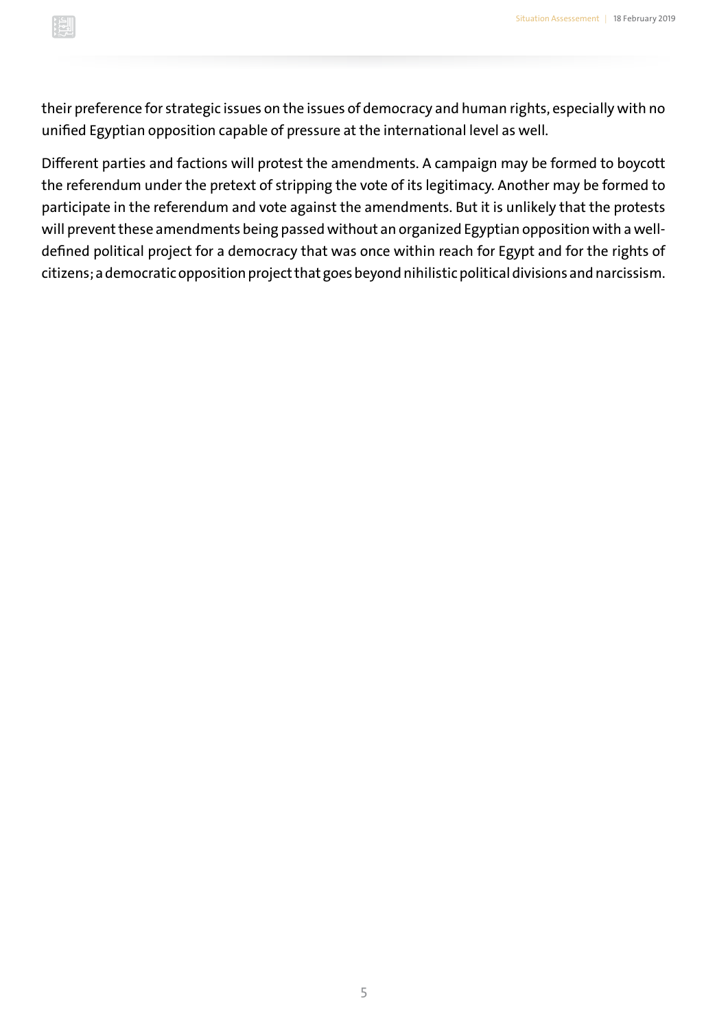their preference for strategic issues on the issues of democracy and human rights, especially with no unified Egyptian opposition capable of pressure at the international level as well.

Different parties and factions will protest the amendments. A campaign may be formed to boycott the referendum under the pretext of stripping the vote of its legitimacy. Another may be formed to participate in the referendum and vote against the amendments. But it is unlikely that the protests will prevent these amendments being passed without an organized Egyptian opposition with a well-defined political project for a democracy that was once within reach for Egypt and for the rights of citizens; a democratic opposition project that goes beyond nihilistic political divisions and narcissism.